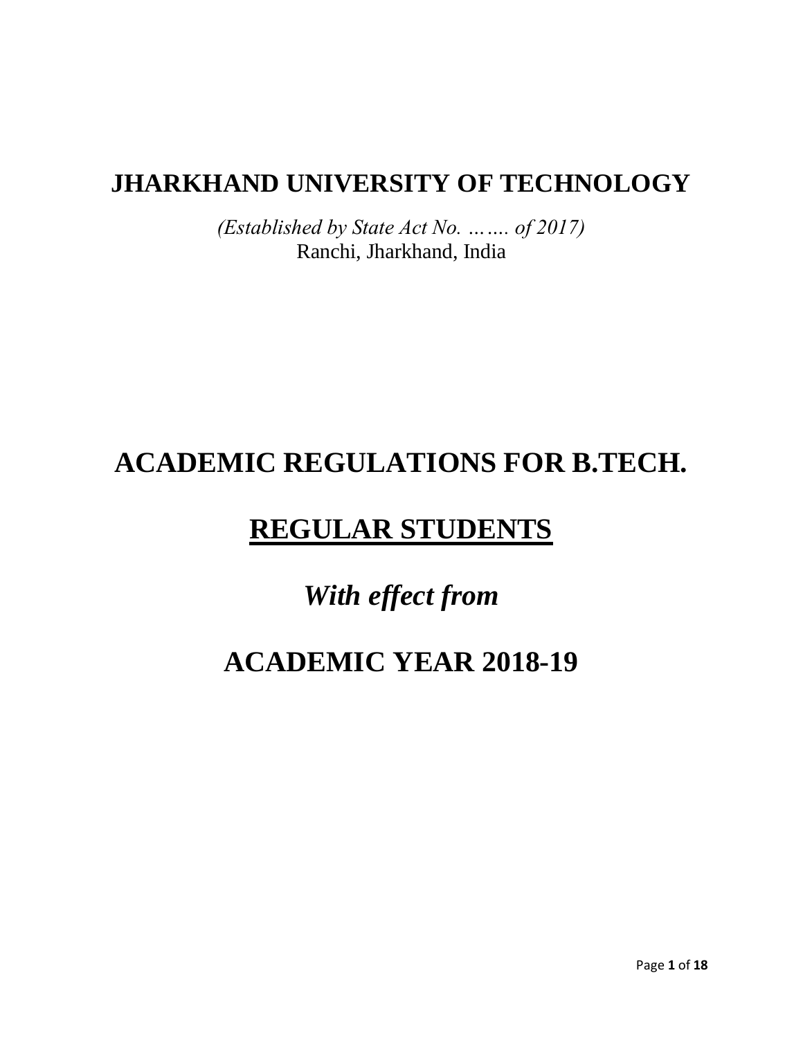# JHARKHAND UNIVERSITY OF TECHNOLOGY

*(Established by State Act No. ……. of 2017)*

Ranchi, Jharkhand, India

# ACADEMIC REGULATIONS FOR B.TECH.

# REGULAR STUDENTS

## *With effect from*

# ACADEMIC YEAR 2018-19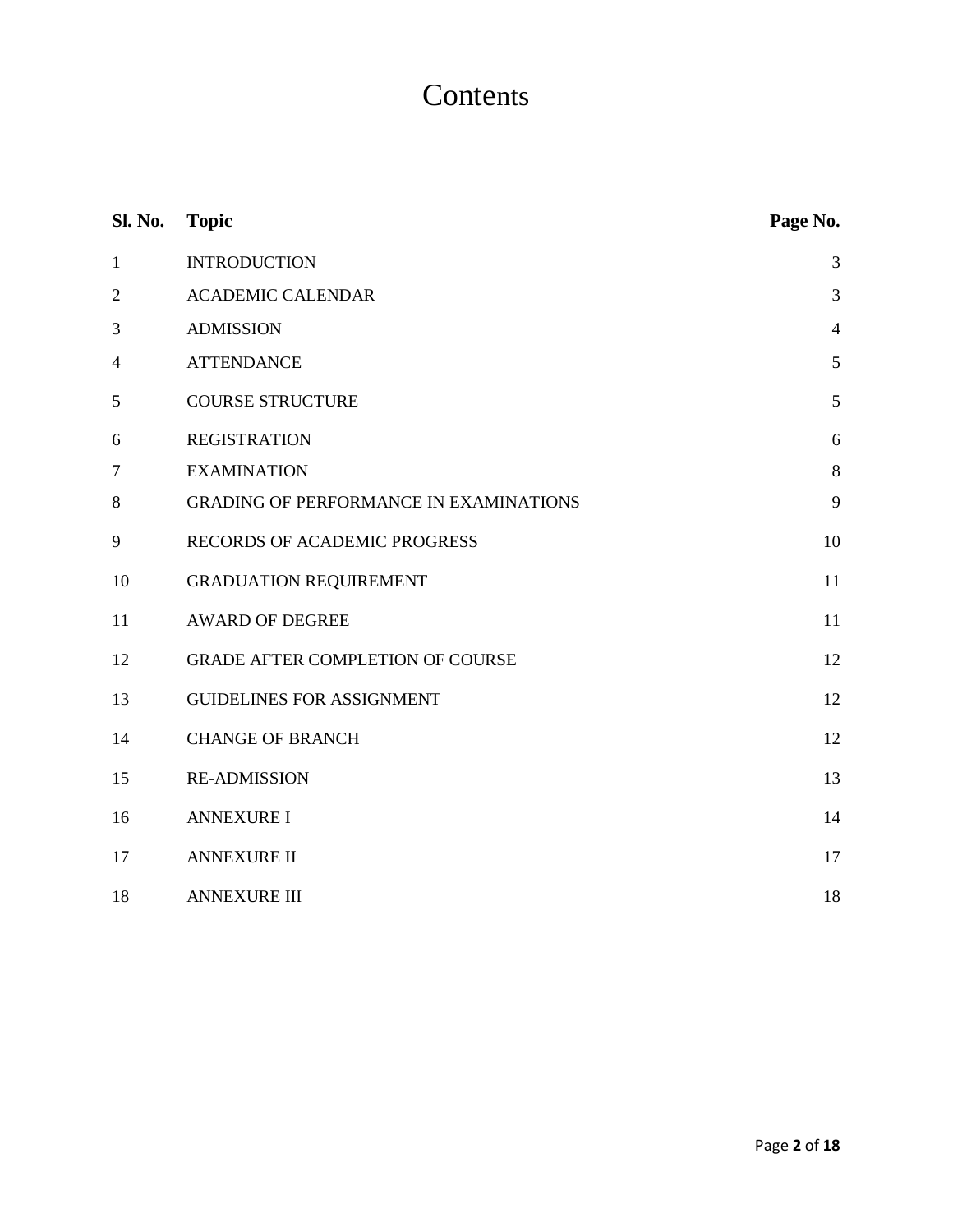# Contents

| Sl. No. | Topic | Page No. |
|---|---|---|
| 1 | INTRODUCTION | 3 |
| 2 | ACADEMIC CALENDAR | 3 |
| 3 | ADMISSION | 4 |
| 4 | ATTENDANCE | 5 |
| 5 | COURSE STRUCTURE | 5 |
| 6 | REGISTRATION | 6 |
| 7 | EXAMINATION | 8 |
| 8 | GRADING OF PERFORMANCE IN EXAMINATIONS | 9 |
| 9 | RECORDS OF ACADEMIC PROGRESS | 10 |
| 10 | GRADUATION REQUIREMENT | 11 |
| 11 | AWARD OF DEGREE | 11 |
| 12 | GRADE AFTER COMPLETION OF COURSE | 12 |
| 13 | GUIDELINES FOR ASSIGNMENT | 12 |
| 14 | CHANGE OF BRANCH | 12 |
| 15 | RE-ADMISSION | 13 |
| 16 | ANNEXURE I | 14 |
| 17 | ANNEXURE II | 17 |
| 18 | ANNEXURE III | 18 |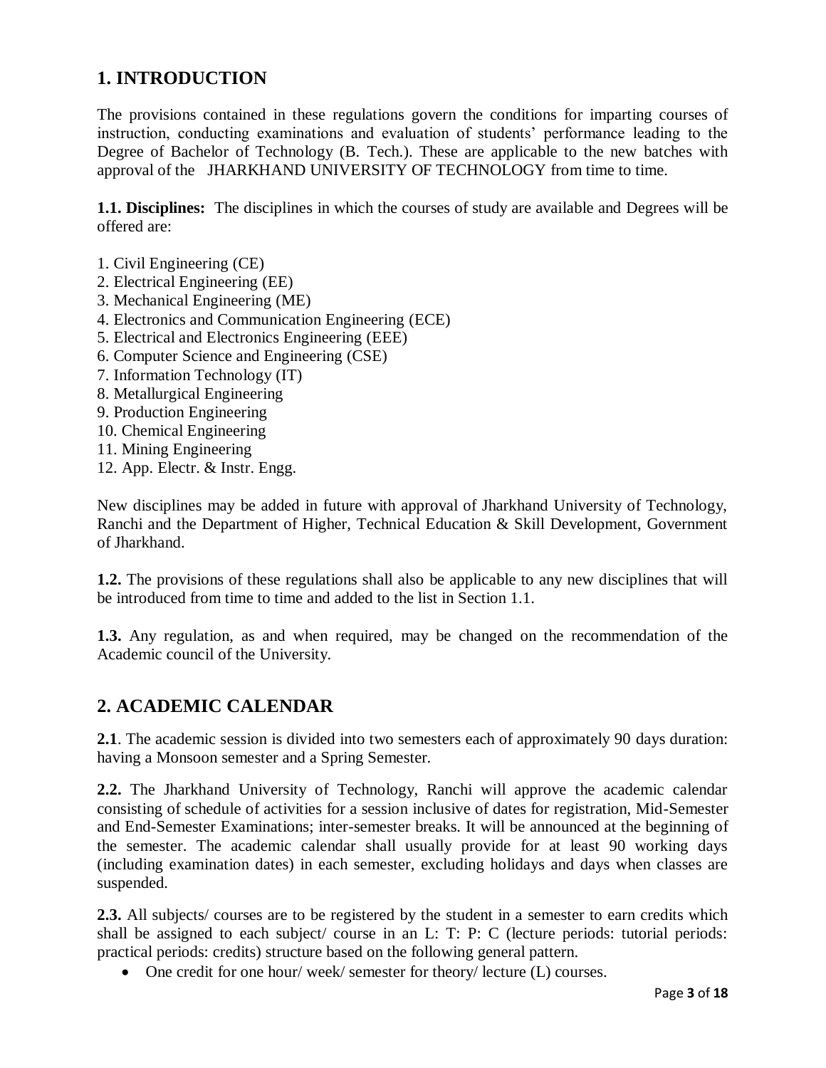## 1. INTRODUCTION

The provisions contained in these regulations govern the conditions for imparting courses of instruction, conducting examinations and evaluation of students' performance leading to the Degree of Bachelor of Technology (B. Tech.). These are applicable to the new batches with approval of the JHARKHAND UNIVERSITY OF TECHNOLOGY from time to time.

**1.1. Disciplines:** The disciplines in which the courses of study are available and Degrees will be offered are:

1. Civil Engineering (CE)
2. Electrical Engineering (EE)
3. Mechanical Engineering (ME)
4. Electronics and Communication Engineering (ECE)
5. Electrical and Electronics Engineering (EEE)
6. Computer Science and Engineering (CSE)
7. Information Technology (IT)
8. Metallurgical Engineering
9. Production Engineering
10. Chemical Engineering
11. Mining Engineering
12. App. Electr. & Instr. Engg.

New disciplines may be added in future with approval of Jharkhand University of Technology, Ranchi and the Department of Higher, Technical Education & Skill Development, Government of Jharkhand.

**1.2.** The provisions of these regulations shall also be applicable to any new disciplines that will be introduced from time to time and added to the list in Section 1.1.

**1.3.** Any regulation, as and when required, may be changed on the recommendation of the Academic council of the University.

## 2. ACADEMIC CALENDAR

**2.1**. The academic session is divided into two semesters each of approximately 90 days duration: having a Monsoon semester and a Spring Semester.

**2.2.** The Jharkhand University of Technology, Ranchi will approve the academic calendar consisting of schedule of activities for a session inclusive of dates for registration, Mid-Semester and End-Semester Examinations; inter-semester breaks. It will be announced at the beginning of the semester. The academic calendar shall usually provide for at least 90 working days (including examination dates) in each semester, excluding holidays and days when classes are suspended.

**2.3.** All subjects/ courses are to be registered by the student in a semester to earn credits which shall be assigned to each subject/ course in an L: T: P: C (lecture periods: tutorial periods: practical periods: credits) structure based on the following general pattern.

- One credit for one hour/ week/ semester for theory/ lecture (L) courses.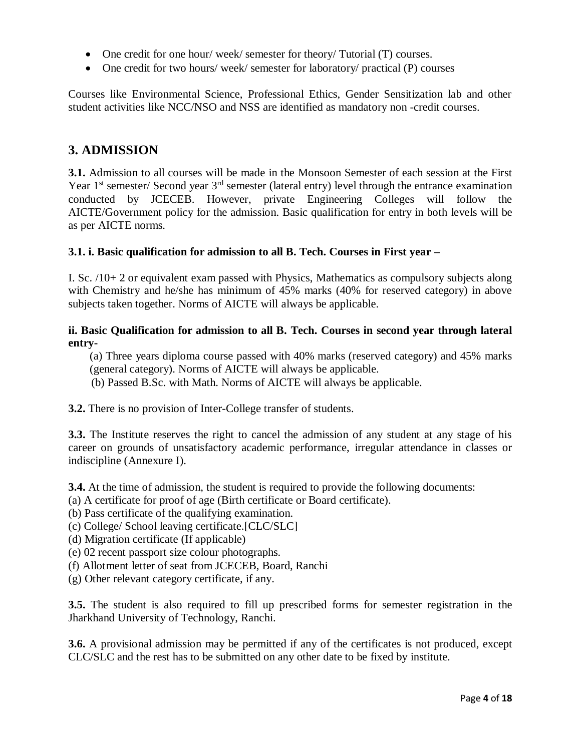- One credit for one hour/ week/ semester for theory/ Tutorial (T) courses.
- One credit for two hours/ week/ semester for laboratory/ practical (P) courses

Courses like Environmental Science, Professional Ethics, Gender Sensitization lab and other student activities like NCC/NSO and NSS are identified as mandatory non -credit courses.

## 3. ADMISSION

**3.1.** Admission to all courses will be made in the Monsoon Semester of each session at the First Year 1st semester/ Second year 3rd semester (lateral entry) level through the entrance examination conducted by JCECEB. However, private Engineering Colleges will follow the AICTE/Government policy for the admission. Basic qualification for entry in both levels will be as per AICTE norms.

**3.1. i. Basic qualification for admission to all B. Tech. Courses in First year –**

I. Sc. /10+ 2 or equivalent exam passed with Physics, Mathematics as compulsory subjects along with Chemistry and he/she has minimum of 45% marks (40% for reserved category) in above subjects taken together. Norms of AICTE will always be applicable.

**ii. Basic Qualification for admission to all B. Tech. Courses in second year through lateral entry-**

(a) Three years diploma course passed with 40% marks (reserved category) and 45% marks (general category). Norms of AICTE will always be applicable.

(b) Passed B.Sc. with Math. Norms of AICTE will always be applicable.

**3.2.** There is no provision of Inter-College transfer of students.

**3.3.** The Institute reserves the right to cancel the admission of any student at any stage of his career on grounds of unsatisfactory academic performance, irregular attendance in classes or indiscipline (Annexure I).

**3.4.** At the time of admission, the student is required to provide the following documents:
(a) A certificate for proof of age (Birth certificate or Board certificate).
(b) Pass certificate of the qualifying examination.
(c) College/ School leaving certificate.[CLC/SLC]
(d) Migration certificate (If applicable)
(e) 02 recent passport size colour photographs.
(f) Allotment letter of seat from JCECEB, Board, Ranchi
(g) Other relevant category certificate, if any.

**3.5.** The student is also required to fill up prescribed forms for semester registration in the Jharkhand University of Technology, Ranchi.

**3.6.** A provisional admission may be permitted if any of the certificates is not produced, except CLC/SLC and the rest has to be submitted on any other date to be fixed by institute.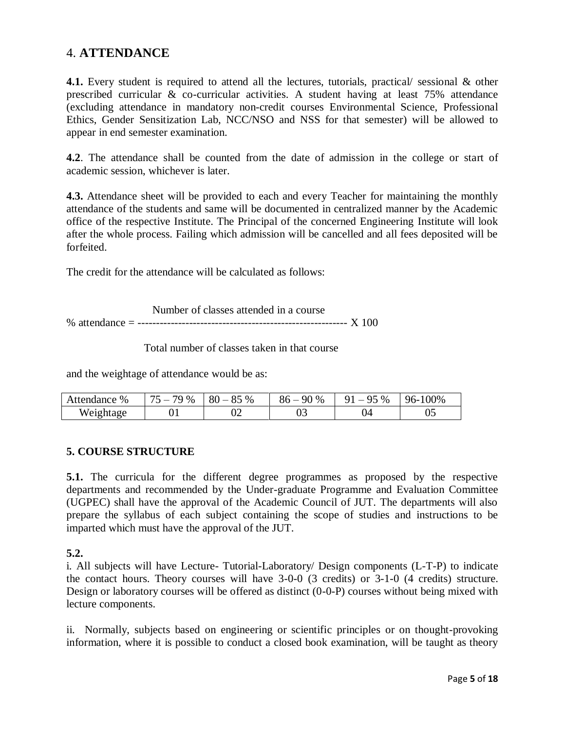## 4. **ATTENDANCE**

**4.1.** Every student is required to attend all the lectures, tutorials, practical/ sessional & other prescribed curricular & co-curricular activities. A student having at least 75% attendance (excluding attendance in mandatory non-credit courses Environmental Science, Professional Ethics, Gender Sensitization Lab, NCC/NSO and NSS for that semester) will be allowed to appear in end semester examination.

**4.2**. The attendance shall be counted from the date of admission in the college or start of academic session, whichever is later.

**4.3.** Attendance sheet will be provided to each and every Teacher for maintaining the monthly attendance of the students and same will be documented in centralized manner by the Academic office of the respective Institute. The Principal of the concerned Engineering Institute will look after the whole process. Failing which admission will be cancelled and all fees deposited will be forfeited.

The credit for the attendance will be calculated as follows:

$$\% \text{ attendance} = \frac{\text{Number of classes attended in a course}}{\text{Total number of classes taken in that course}} \times 100$$

and the weightage of attendance would be as:

| Attendance % | 75 – 79 % | 80 – 85 % | 86 – 90 % | 91 – 95 % | 96-100% |
|---|---|---|---|---|---|
| Weightage | 01 | 02 | 03 | 04 | 05 |

**5. COURSE STRUCTURE**

**5.1.** The curricula for the different degree programmes as proposed by the respective departments and recommended by the Under-graduate Programme and Evaluation Committee (UGPEC) shall have the approval of the Academic Council of JUT. The departments will also prepare the syllabus of each subject containing the scope of studies and instructions to be imparted which must have the approval of the JUT.

**5.2.**

i. All subjects will have Lecture- Tutorial-Laboratory/ Design components (L-T-P) to indicate the contact hours. Theory courses will have 3-0-0 (3 credits) or 3-1-0 (4 credits) structure. Design or laboratory courses will be offered as distinct (0-0-P) courses without being mixed with lecture components.

ii. Normally, subjects based on engineering or scientific principles or on thought-provoking information, where it is possible to conduct a closed book examination, will be taught as theory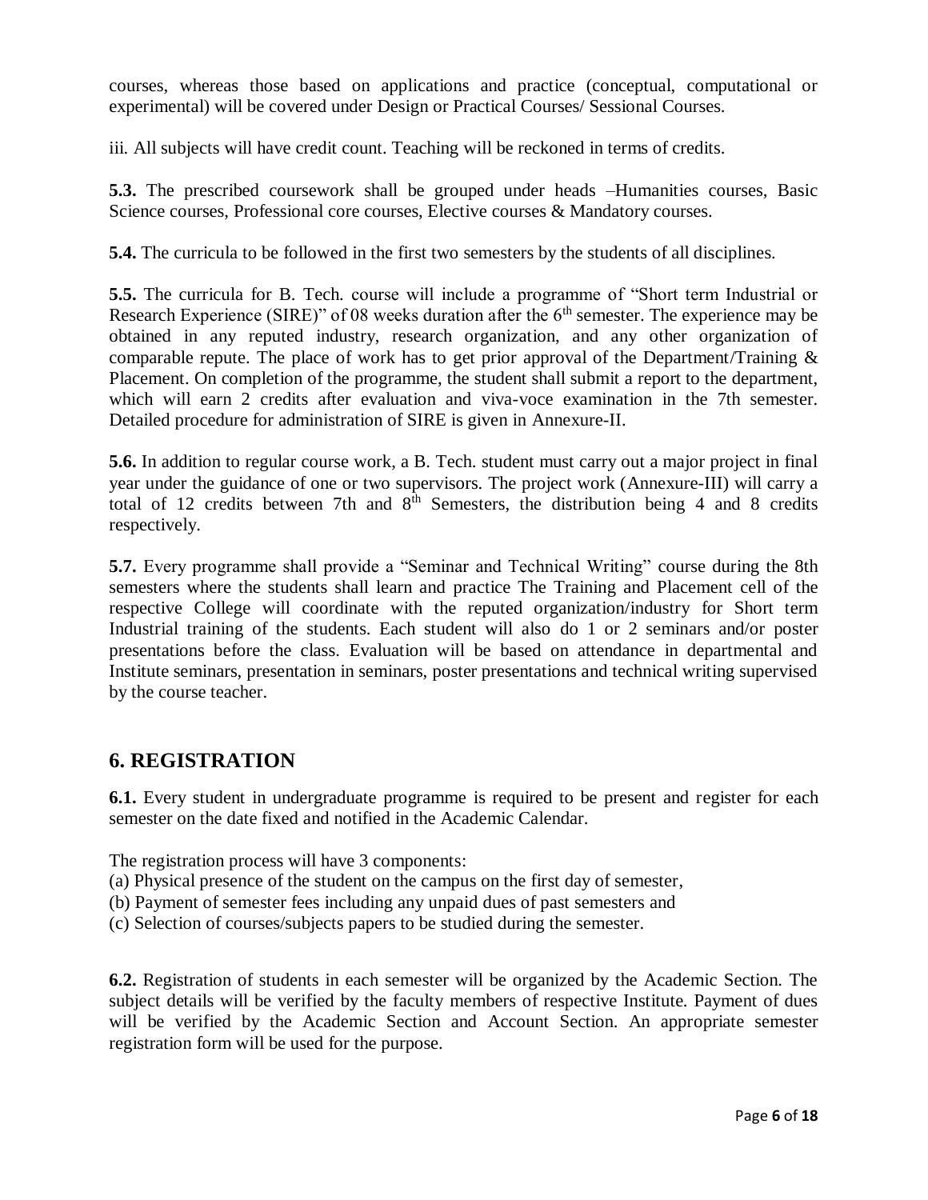courses, whereas those based on applications and practice (conceptual, computational or experimental) will be covered under Design or Practical Courses/ Sessional Courses.

iii. All subjects will have credit count. Teaching will be reckoned in terms of credits.

**5.3.** The prescribed coursework shall be grouped under heads –Humanities courses, Basic Science courses, Professional core courses, Elective courses & Mandatory courses.

**5.4.** The curricula to be followed in the first two semesters by the students of all disciplines.

**5.5.** The curricula for B. Tech. course will include a programme of "Short term Industrial or Research Experience (SIRE)" of 08 weeks duration after the 6th semester. The experience may be obtained in any reputed industry, research organization, and any other organization of comparable repute. The place of work has to get prior approval of the Department/Training & Placement. On completion of the programme, the student shall submit a report to the department, which will earn 2 credits after evaluation and viva-voce examination in the 7th semester. Detailed procedure for administration of SIRE is given in Annexure-II.

**5.6.** In addition to regular course work, a B. Tech. student must carry out a major project in final year under the guidance of one or two supervisors. The project work (Annexure-III) will carry a total of 12 credits between 7th and 8th Semesters, the distribution being 4 and 8 credits respectively.

**5.7.** Every programme shall provide a "Seminar and Technical Writing" course during the 8th semesters where the students shall learn and practice The Training and Placement cell of the respective College will coordinate with the reputed organization/industry for Short term Industrial training of the students. Each student will also do 1 or 2 seminars and/or poster presentations before the class. Evaluation will be based on attendance in departmental and Institute seminars, presentation in seminars, poster presentations and technical writing supervised by the course teacher.

## 6. REGISTRATION

**6.1.** Every student in undergraduate programme is required to be present and register for each semester on the date fixed and notified in the Academic Calendar.

The registration process will have 3 components:
(a) Physical presence of the student on the campus on the first day of semester,
(b) Payment of semester fees including any unpaid dues of past semesters and
(c) Selection of courses/subjects papers to be studied during the semester.

**6.2.** Registration of students in each semester will be organized by the Academic Section. The subject details will be verified by the faculty members of respective Institute. Payment of dues will be verified by the Academic Section and Account Section. An appropriate semester registration form will be used for the purpose.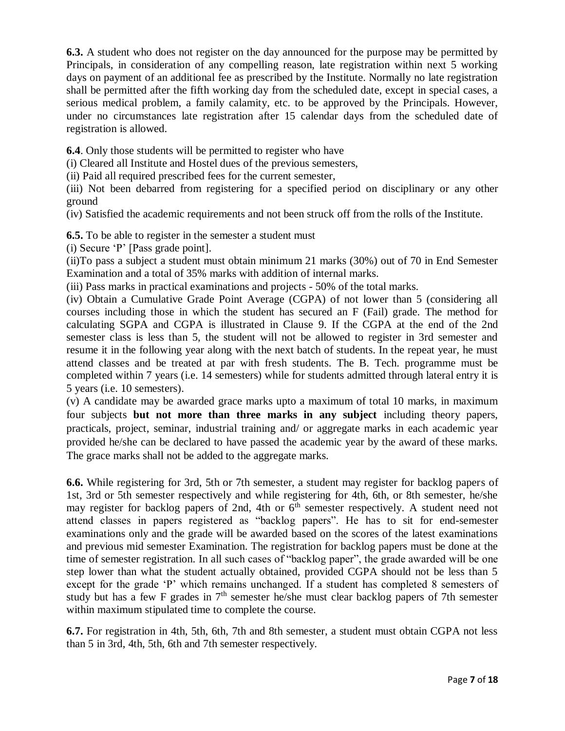**6.3.** A student who does not register on the day announced for the purpose may be permitted by Principals, in consideration of any compelling reason, late registration within next 5 working days on payment of an additional fee as prescribed by the Institute. Normally no late registration shall be permitted after the fifth working day from the scheduled date, except in special cases, a serious medical problem, a family calamity, etc. to be approved by the Principals. However, under no circumstances late registration after 15 calendar days from the scheduled date of registration is allowed.

**6.4**. Only those students will be permitted to register who have

(i) Cleared all Institute and Hostel dues of the previous semesters,

(ii) Paid all required prescribed fees for the current semester,

(iii) Not been debarred from registering for a specified period on disciplinary or any other ground

(iv) Satisfied the academic requirements and not been struck off from the rolls of the Institute.

**6.5.** To be able to register in the semester a student must

(i) Secure 'P' [Pass grade point].

(ii)To pass a subject a student must obtain minimum 21 marks (30%) out of 70 in End Semester Examination and a total of 35% marks with addition of internal marks.

(iii) Pass marks in practical examinations and projects - 50% of the total marks.

(iv) Obtain a Cumulative Grade Point Average (CGPA) of not lower than 5 (considering all courses including those in which the student has secured an F (Fail) grade. The method for calculating SGPA and CGPA is illustrated in Clause 9. If the CGPA at the end of the 2nd semester class is less than 5, the student will not be allowed to register in 3rd semester and resume it in the following year along with the next batch of students. In the repeat year, he must attend classes and be treated at par with fresh students. The B. Tech. programme must be completed within 7 years (i.e. 14 semesters) while for students admitted through lateral entry it is 5 years (i.e. 10 semesters).

(v) A candidate may be awarded grace marks upto a maximum of total 10 marks, in maximum four subjects **but not more than three marks in any subject** including theory papers, practicals, project, seminar, industrial training and/ or aggregate marks in each academic year provided he/she can be declared to have passed the academic year by the award of these marks. The grace marks shall not be added to the aggregate marks.

**6.6.** While registering for 3rd, 5th or 7th semester, a student may register for backlog papers of 1st, 3rd or 5th semester respectively and while registering for 4th, 6th, or 8th semester, he/she may register for backlog papers of 2nd, 4th or 6th semester respectively. A student need not attend classes in papers registered as "backlog papers". He has to sit for end-semester examinations only and the grade will be awarded based on the scores of the latest examinations and previous mid semester Examination. The registration for backlog papers must be done at the time of semester registration. In all such cases of "backlog paper", the grade awarded will be one step lower than what the student actually obtained, provided CGPA should not be less than 5 except for the grade 'P' which remains unchanged. If a student has completed 8 semesters of study but has a few F grades in 7th semester he/she must clear backlog papers of 7th semester within maximum stipulated time to complete the course.

**6.7.** For registration in 4th, 5th, 6th, 7th and 8th semester, a student must obtain CGPA not less than 5 in 3rd, 4th, 5th, 6th and 7th semester respectively.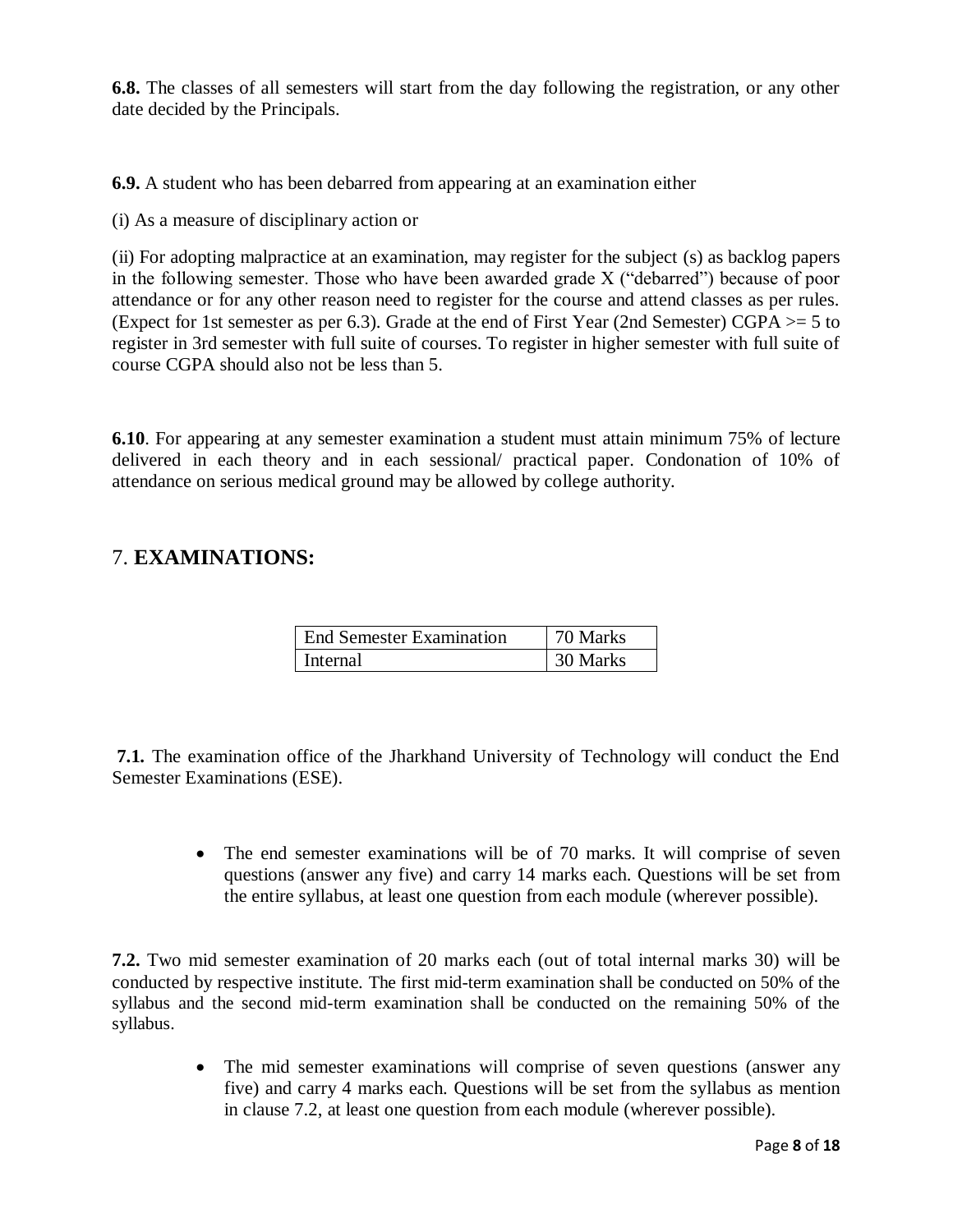**6.8.** The classes of all semesters will start from the day following the registration, or any other date decided by the Principals.

**6.9.** A student who has been debarred from appearing at an examination either

(i) As a measure of disciplinary action or

(ii) For adopting malpractice at an examination, may register for the subject (s) as backlog papers in the following semester. Those who have been awarded grade X ("debarred") because of poor attendance or for any other reason need to register for the course and attend classes as per rules. (Expect for 1st semester as per 6.3). Grade at the end of First Year (2nd Semester) CGPA >= 5 to register in 3rd semester with full suite of courses. To register in higher semester with full suite of course CGPA should also not be less than 5.

**6.10**. For appearing at any semester examination a student must attain minimum 75% of lecture delivered in each theory and in each sessional/ practical paper. Condonation of 10% of attendance on serious medical ground may be allowed by college authority.

## 7. **EXAMINATIONS:**

| End Semester Examination | 70 Marks |
|---|---|
| Internal | 30 Marks |

**7.1.** The examination office of the Jharkhand University of Technology will conduct the End Semester Examinations (ESE).

- The end semester examinations will be of 70 marks. It will comprise of seven questions (answer any five) and carry 14 marks each. Questions will be set from the entire syllabus, at least one question from each module (wherever possible).

**7.2.** Two mid semester examination of 20 marks each (out of total internal marks 30) will be conducted by respective institute. The first mid-term examination shall be conducted on 50% of the syllabus and the second mid-term examination shall be conducted on the remaining 50% of the syllabus.

- The mid semester examinations will comprise of seven questions (answer any five) and carry 4 marks each. Questions will be set from the syllabus as mention in clause 7.2, at least one question from each module (wherever possible).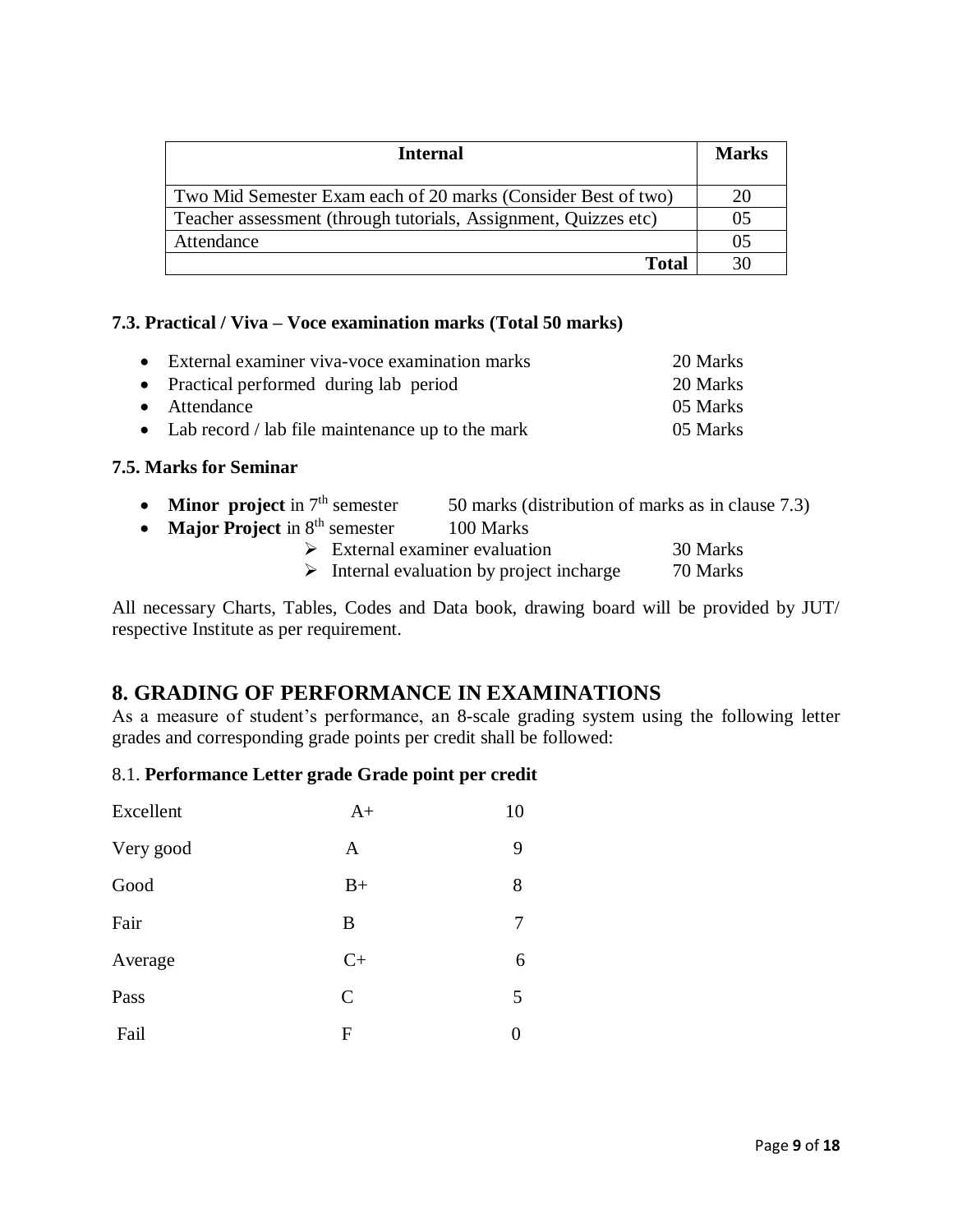| Internal | Marks |
|---|---|
| Two Mid Semester Exam each of 20 marks (Consider Best of two) | 20 |
| Teacher assessment (through tutorials, Assignment, Quizzes etc) | 05 |
| Attendance | 05 |
| **Total** | 30 |

### 7.3. Practical / Viva – Voce examination marks (Total 50 marks)

- External examiner viva-voce examination marks — 20 Marks
- Practical performed during lab period — 20 Marks
- Attendance — 05 Marks
- Lab record / lab file maintenance up to the mark — 05 Marks

### 7.5. Marks for Seminar

- **Minor project** in 7th semester — 50 marks (distribution of marks as in clause 7.3)
- **Major Project** in 8th semester — 100 Marks
  - External examiner evaluation — 30 Marks
  - Internal evaluation by project incharge — 70 Marks

All necessary Charts, Tables, Codes and Data book, drawing board will be provided by JUT/ respective Institute as per requirement.

## 8. GRADING OF PERFORMANCE IN EXAMINATIONS

As a measure of student's performance, an 8-scale grading system using the following letter grades and corresponding grade points per credit shall be followed:

8.1. **Performance Letter grade Grade point per credit**

| Performance | Letter grade | Grade point per credit |
|---|---|---|
| Excellent | A+ | 10 |
| Very good | A | 9 |
| Good | B+ | 8 |
| Fair | B | 7 |
| Average | C+ | 6 |
| Pass | C | 5 |
| Fail | F | 0 |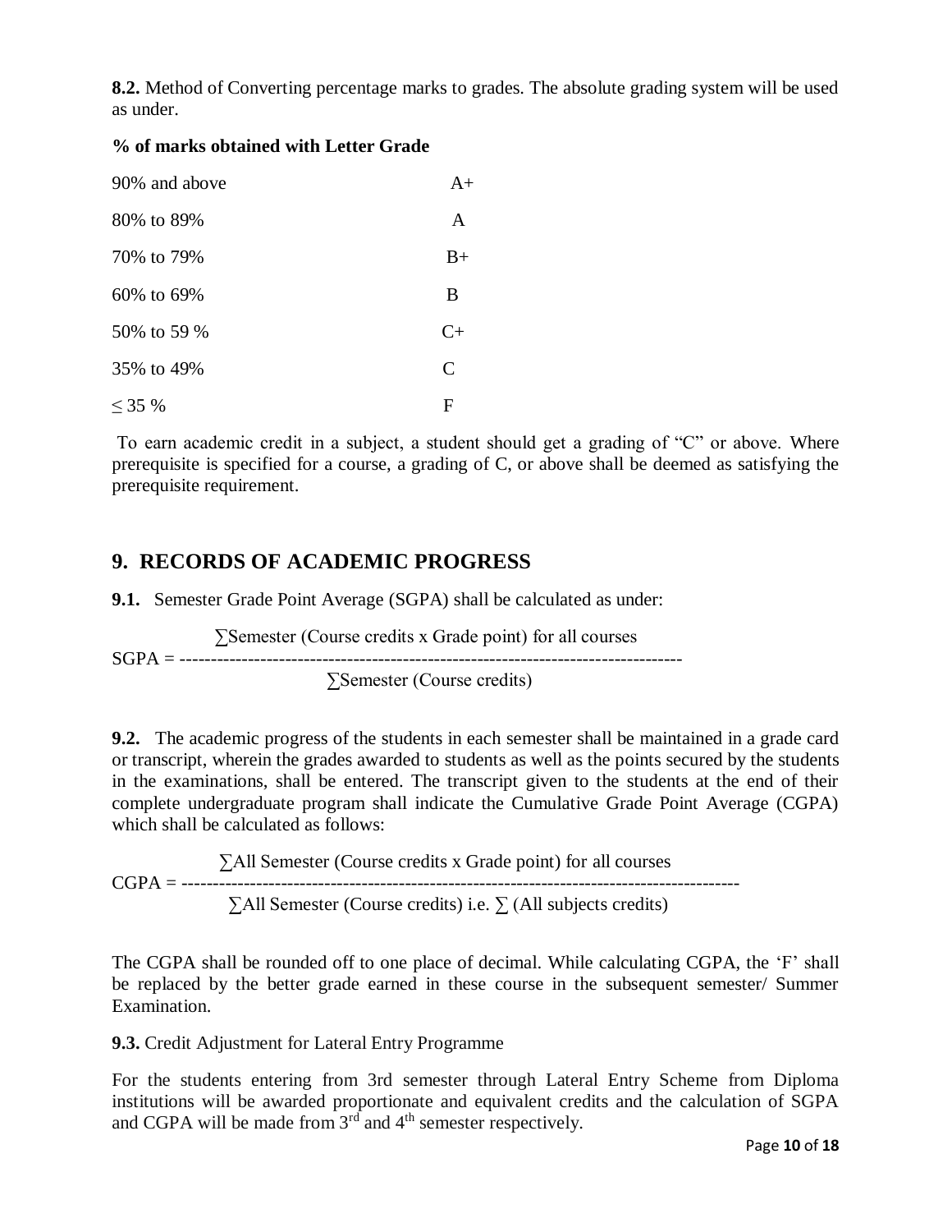**8.2.** Method of Converting percentage marks to grades. The absolute grading system will be used as under.

**% of marks obtained with Letter Grade**

| | |
|---|---|
| 90% and above | A+ |
| 80% to 89% | A |
| 70% to 79% | B+ |
| 60% to 69% | B |
| 50% to 59 % | C+ |
| 35% to 49% | C |
| $\leq$ 35 % | F |

To earn academic credit in a subject, a student should get a grading of "C" or above. Where prerequisite is specified for a course, a grading of C, or above shall be deemed as satisfying the prerequisite requirement.

## 9. RECORDS OF ACADEMIC PROGRESS

**9.1.** Semester Grade Point Average (SGPA) shall be calculated as under:

$$\text{SGPA} = \frac{\sum \text{Semester (Course credits x Grade point) for all courses}}{\sum \text{Semester (Course credits)}}$$

**9.2.** The academic progress of the students in each semester shall be maintained in a grade card or transcript, wherein the grades awarded to students as well as the points secured by the students in the examinations, shall be entered. The transcript given to the students at the end of their complete undergraduate program shall indicate the Cumulative Grade Point Average (CGPA) which shall be calculated as follows:

$$\text{CGPA} = \frac{\sum \text{All Semester (Course credits x Grade point) for all courses}}{\sum \text{All Semester (Course credits) i.e. } \sum \text{(All subjects credits)}}$$

The CGPA shall be rounded off to one place of decimal. While calculating CGPA, the 'F' shall be replaced by the better grade earned in these course in the subsequent semester/ Summer Examination.

**9.3.** Credit Adjustment for Lateral Entry Programme

For the students entering from 3rd semester through Lateral Entry Scheme from Diploma institutions will be awarded proportionate and equivalent credits and the calculation of SGPA and CGPA will be made from 3rd and 4th semester respectively.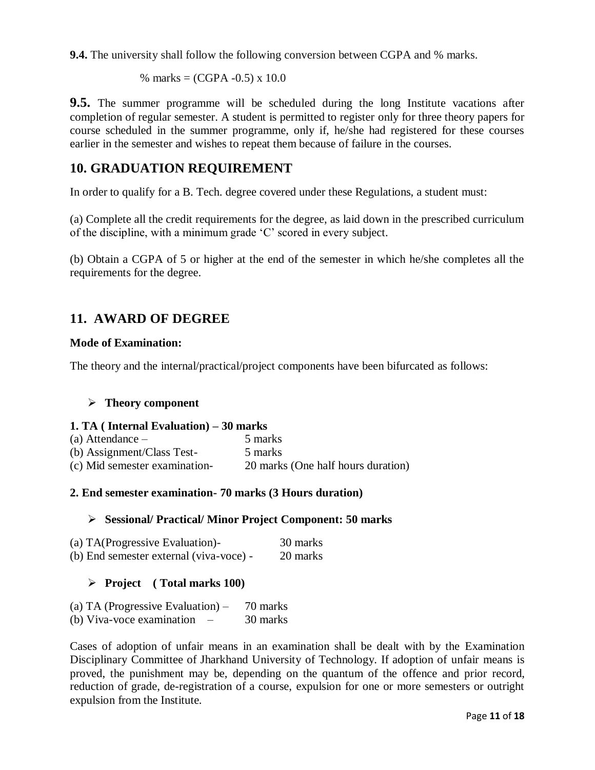**9.4.** The university shall follow the following conversion between CGPA and % marks.

$$\% \text{ marks} = (\text{CGPA} - 0.5) \times 10.0$$

**9.5.** The summer programme will be scheduled during the long Institute vacations after completion of regular semester. A student is permitted to register only for three theory papers for course scheduled in the summer programme, only if, he/she had registered for these courses earlier in the semester and wishes to repeat them because of failure in the courses.

## 10. GRADUATION REQUIREMENT

In order to qualify for a B. Tech. degree covered under these Regulations, a student must:

(a) Complete all the credit requirements for the degree, as laid down in the prescribed curriculum of the discipline, with a minimum grade 'C' scored in every subject.

(b) Obtain a CGPA of 5 or higher at the end of the semester in which he/she completes all the requirements for the degree.

## 11. AWARD OF DEGREE

**Mode of Examination:**

The theory and the internal/practical/project components have been bifurcated as follows:

- **Theory component**

**1. TA ( Internal Evaluation) – 30 marks**

(a) Attendance – 5 marks
(b) Assignment/Class Test- 5 marks
(c) Mid semester examination- 20 marks (One half hours duration)

**2. End semester examination- 70 marks (3 Hours duration)**

- **Sessional/ Practical/ Minor Project Component: 50 marks**

(a) TA(Progressive Evaluation)- 30 marks
(b) End semester external (viva-voce) - 20 marks

- **Project ( Total marks 100)**

(a) TA (Progressive Evaluation) – 70 marks
(b) Viva-voce examination – 30 marks

Cases of adoption of unfair means in an examination shall be dealt with by the Examination Disciplinary Committee of Jharkhand University of Technology. If adoption of unfair means is proved, the punishment may be, depending on the quantum of the offence and prior record, reduction of grade, de-registration of a course, expulsion for one or more semesters or outright expulsion from the Institute.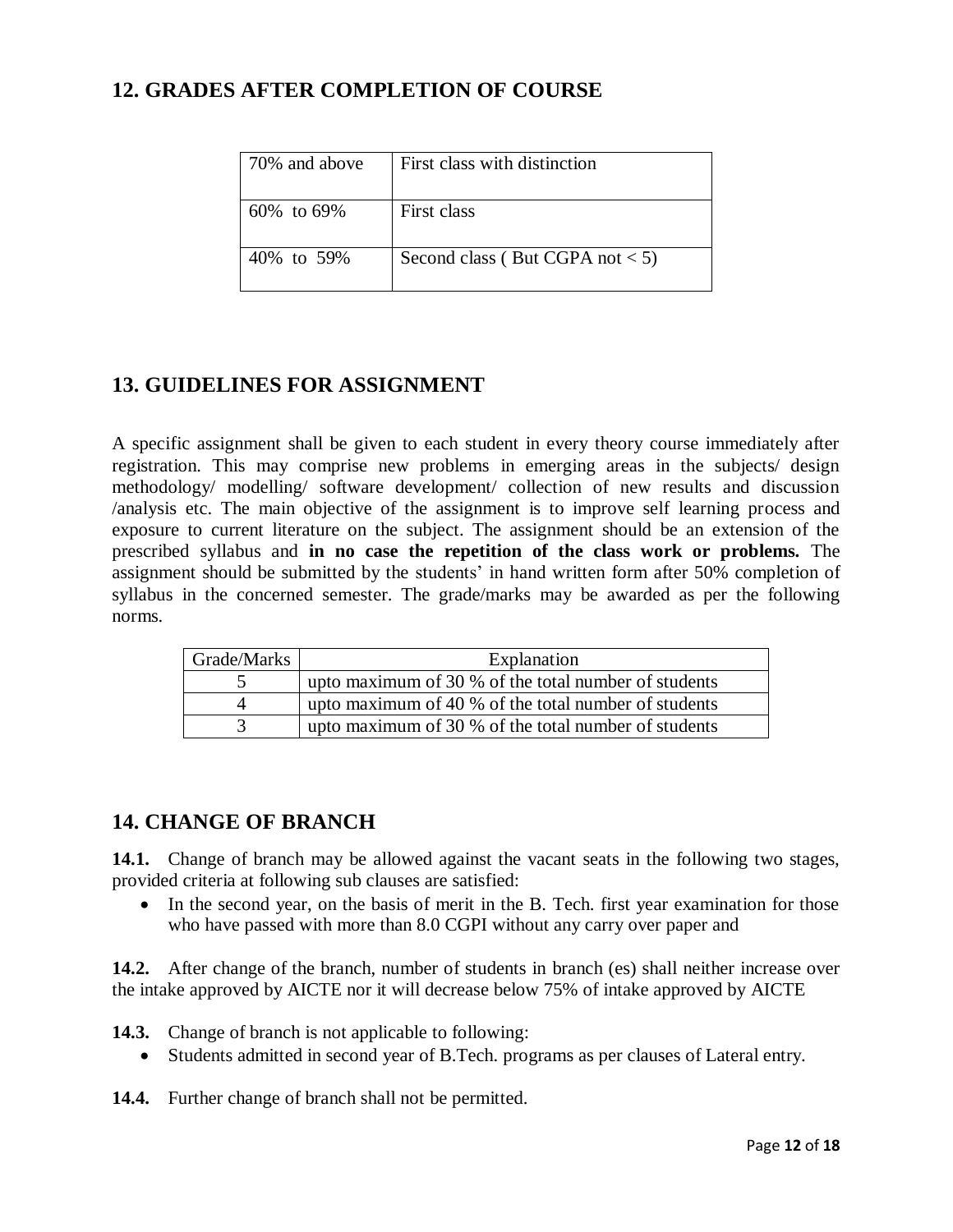## 12. GRADES AFTER COMPLETION OF COURSE

| | |
|---|---|
| 70% and above | First class with distinction |
| 60% to 69% | First class |
| 40% to 59% | Second class ( But CGPA not < 5) |

## 13. GUIDELINES FOR ASSIGNMENT

A specific assignment shall be given to each student in every theory course immediately after registration. This may comprise new problems in emerging areas in the subjects/ design methodology/ modelling/ software development/ collection of new results and discussion /analysis etc. The main objective of the assignment is to improve self learning process and exposure to current literature on the subject. The assignment should be an extension of the prescribed syllabus and **in no case the repetition of the class work or problems.** The assignment should be submitted by the students' in hand written form after 50% completion of syllabus in the concerned semester. The grade/marks may be awarded as per the following norms.

| Grade/Marks | Explanation |
|---|---|
| 5 | upto maximum of 30 % of the total number of students |
| 4 | upto maximum of 40 % of the total number of students |
| 3 | upto maximum of 30 % of the total number of students |

## 14. CHANGE OF BRANCH

**14.1.** Change of branch may be allowed against the vacant seats in the following two stages, provided criteria at following sub clauses are satisfied:

- In the second year, on the basis of merit in the B. Tech. first year examination for those who have passed with more than 8.0 CGPI without any carry over paper and

**14.2.** After change of the branch, number of students in branch (es) shall neither increase over the intake approved by AICTE nor it will decrease below 75% of intake approved by AICTE

**14.3.** Change of branch is not applicable to following:

- Students admitted in second year of B.Tech. programs as per clauses of Lateral entry.

**14.4.** Further change of branch shall not be permitted.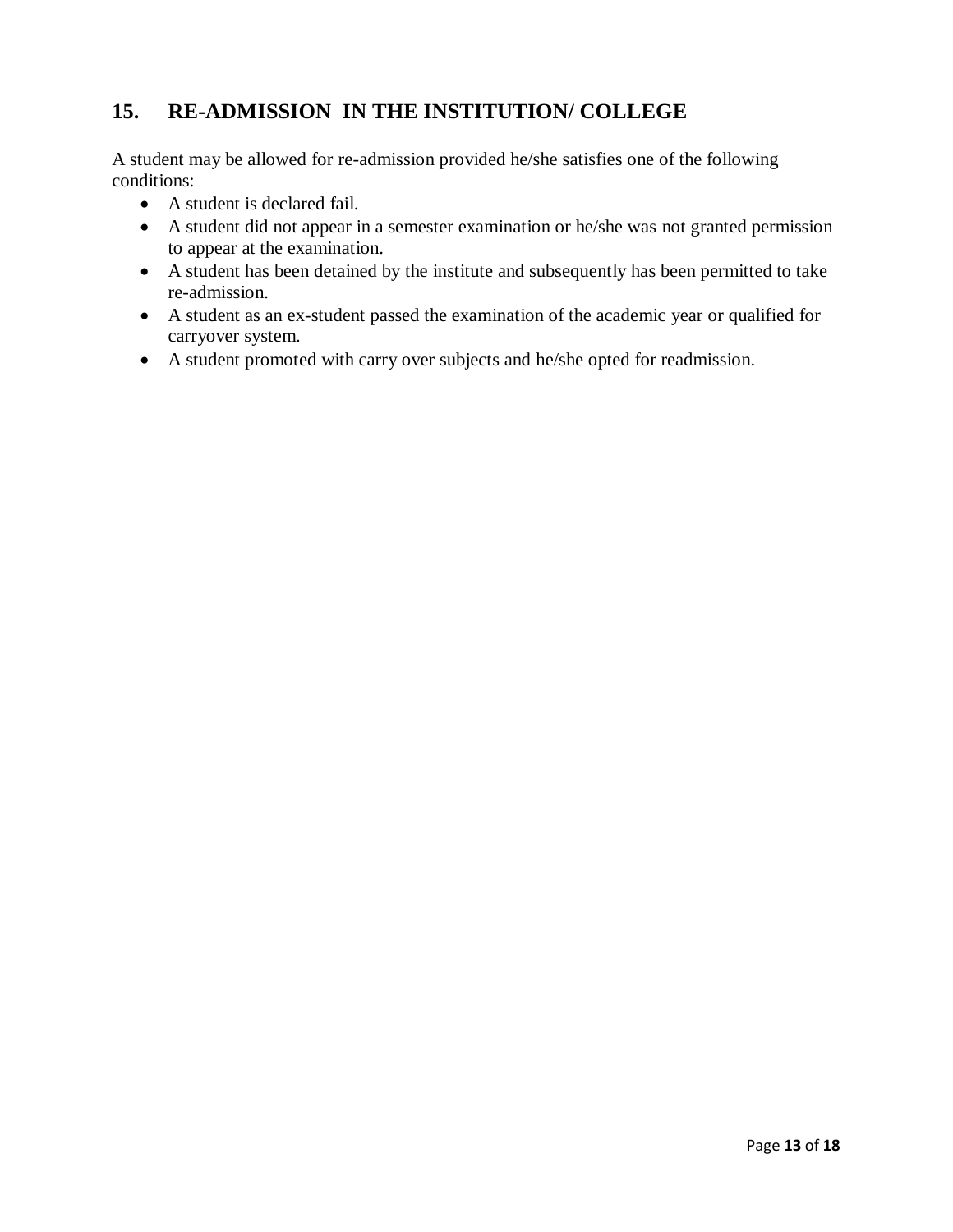## 15. RE-ADMISSION IN THE INSTITUTION/ COLLEGE

A student may be allowed for re-admission provided he/she satisfies one of the following conditions:

- A student is declared fail.
- A student did not appear in a semester examination or he/she was not granted permission to appear at the examination.
- A student has been detained by the institute and subsequently has been permitted to take re-admission.
- A student as an ex-student passed the examination of the academic year or qualified for carryover system.
- A student promoted with carry over subjects and he/she opted for readmission.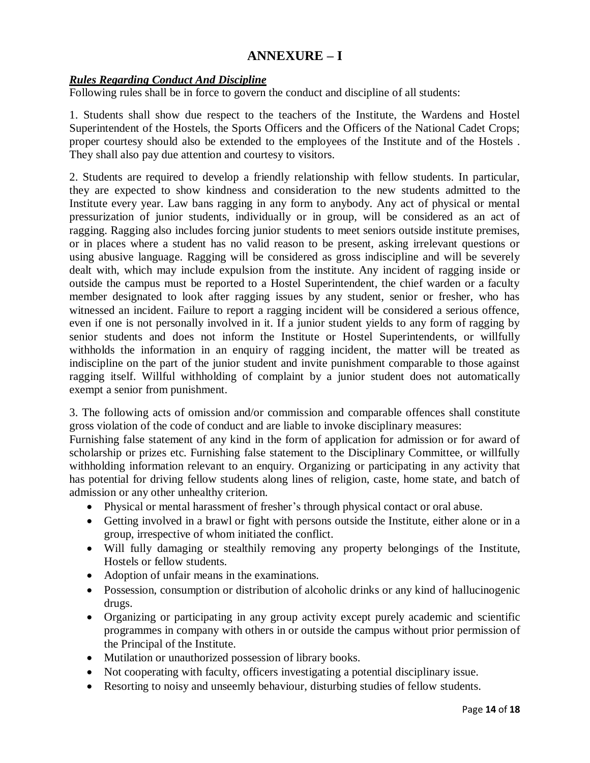# ANNEXURE – I

***Rules Regarding Conduct And Discipline***

Following rules shall be in force to govern the conduct and discipline of all students:

1. Students shall show due respect to the teachers of the Institute, the Wardens and Hostel Superintendent of the Hostels, the Sports Officers and the Officers of the National Cadet Crops; proper courtesy should also be extended to the employees of the Institute and of the Hostels . They shall also pay due attention and courtesy to visitors.

2. Students are required to develop a friendly relationship with fellow students. In particular, they are expected to show kindness and consideration to the new students admitted to the Institute every year. Law bans ragging in any form to anybody. Any act of physical or mental pressurization of junior students, individually or in group, will be considered as an act of ragging. Ragging also includes forcing junior students to meet seniors outside institute premises, or in places where a student has no valid reason to be present, asking irrelevant questions or using abusive language. Ragging will be considered as gross indiscipline and will be severely dealt with, which may include expulsion from the institute. Any incident of ragging inside or outside the campus must be reported to a Hostel Superintendent, the chief warden or a faculty member designated to look after ragging issues by any student, senior or fresher, who has witnessed an incident. Failure to report a ragging incident will be considered a serious offence, even if one is not personally involved in it. If a junior student yields to any form of ragging by senior students and does not inform the Institute or Hostel Superintendents, or willfully withholds the information in an enquiry of ragging incident, the matter will be treated as indiscipline on the part of the junior student and invite punishment comparable to those against ragging itself. Willful withholding of complaint by a junior student does not automatically exempt a senior from punishment.

3. The following acts of omission and/or commission and comparable offences shall constitute gross violation of the code of conduct and are liable to invoke disciplinary measures:

Furnishing false statement of any kind in the form of application for admission or for award of scholarship or prizes etc. Furnishing false statement to the Disciplinary Committee, or willfully withholding information relevant to an enquiry. Organizing or participating in any activity that has potential for driving fellow students along lines of religion, caste, home state, and batch of admission or any other unhealthy criterion.

- Physical or mental harassment of fresher's through physical contact or oral abuse.
- Getting involved in a brawl or fight with persons outside the Institute, either alone or in a group, irrespective of whom initiated the conflict.
- Will fully damaging or stealthily removing any property belongings of the Institute, Hostels or fellow students.
- Adoption of unfair means in the examinations.
- Possession, consumption or distribution of alcoholic drinks or any kind of hallucinogenic drugs.
- Organizing or participating in any group activity except purely academic and scientific programmes in company with others in or outside the campus without prior permission of the Principal of the Institute.
- Mutilation or unauthorized possession of library books.
- Not cooperating with faculty, officers investigating a potential disciplinary issue.
- Resorting to noisy and unseemly behaviour, disturbing studies of fellow students.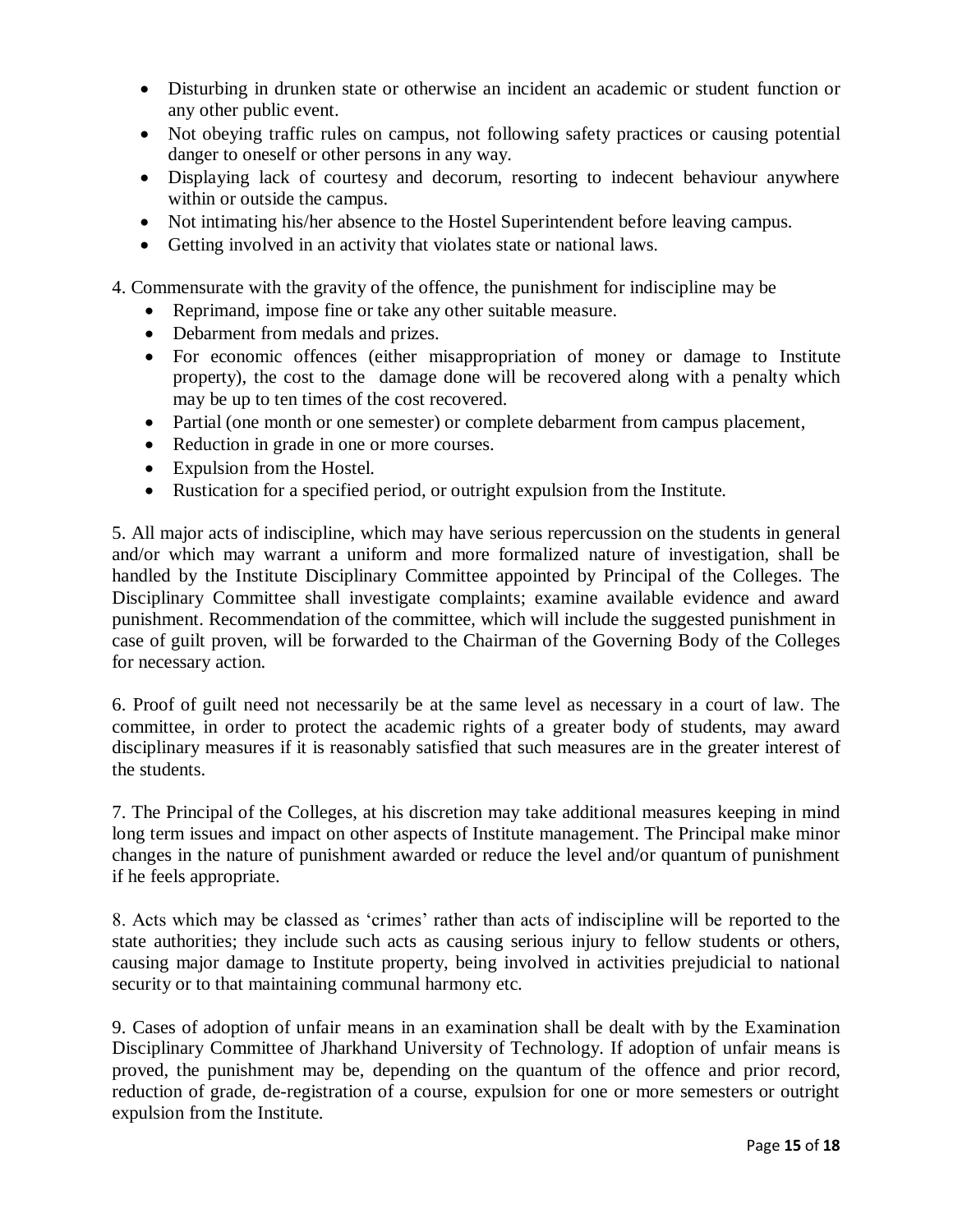- Disturbing in drunken state or otherwise an incident an academic or student function or any other public event.
- Not obeying traffic rules on campus, not following safety practices or causing potential danger to oneself or other persons in any way.
- Displaying lack of courtesy and decorum, resorting to indecent behaviour anywhere within or outside the campus.
- Not intimating his/her absence to the Hostel Superintendent before leaving campus.
- Getting involved in an activity that violates state or national laws.

4. Commensurate with the gravity of the offence, the punishment for indiscipline may be
   - Reprimand, impose fine or take any other suitable measure.
   - Debarment from medals and prizes.
   - For economic offences (either misappropriation of money or damage to Institute property), the cost to the damage done will be recovered along with a penalty which may be up to ten times of the cost recovered.
   - Partial (one month or one semester) or complete debarment from campus placement,
   - Reduction in grade in one or more courses.
   - Expulsion from the Hostel.
   - Rustication for a specified period, or outright expulsion from the Institute.

5. All major acts of indiscipline, which may have serious repercussion on the students in general and/or which may warrant a uniform and more formalized nature of investigation, shall be handled by the Institute Disciplinary Committee appointed by Principal of the Colleges. The Disciplinary Committee shall investigate complaints; examine available evidence and award punishment. Recommendation of the committee, which will include the suggested punishment in case of guilt proven, will be forwarded to the Chairman of the Governing Body of the Colleges for necessary action.

6. Proof of guilt need not necessarily be at the same level as necessary in a court of law. The committee, in order to protect the academic rights of a greater body of students, may award disciplinary measures if it is reasonably satisfied that such measures are in the greater interest of the students.

7. The Principal of the Colleges, at his discretion may take additional measures keeping in mind long term issues and impact on other aspects of Institute management. The Principal make minor changes in the nature of punishment awarded or reduce the level and/or quantum of punishment if he feels appropriate.

8. Acts which may be classed as 'crimes' rather than acts of indiscipline will be reported to the state authorities; they include such acts as causing serious injury to fellow students or others, causing major damage to Institute property, being involved in activities prejudicial to national security or to that maintaining communal harmony etc.

9. Cases of adoption of unfair means in an examination shall be dealt with by the Examination Disciplinary Committee of Jharkhand University of Technology. If adoption of unfair means is proved, the punishment may be, depending on the quantum of the offence and prior record, reduction of grade, de-registration of a course, expulsion for one or more semesters or outright expulsion from the Institute.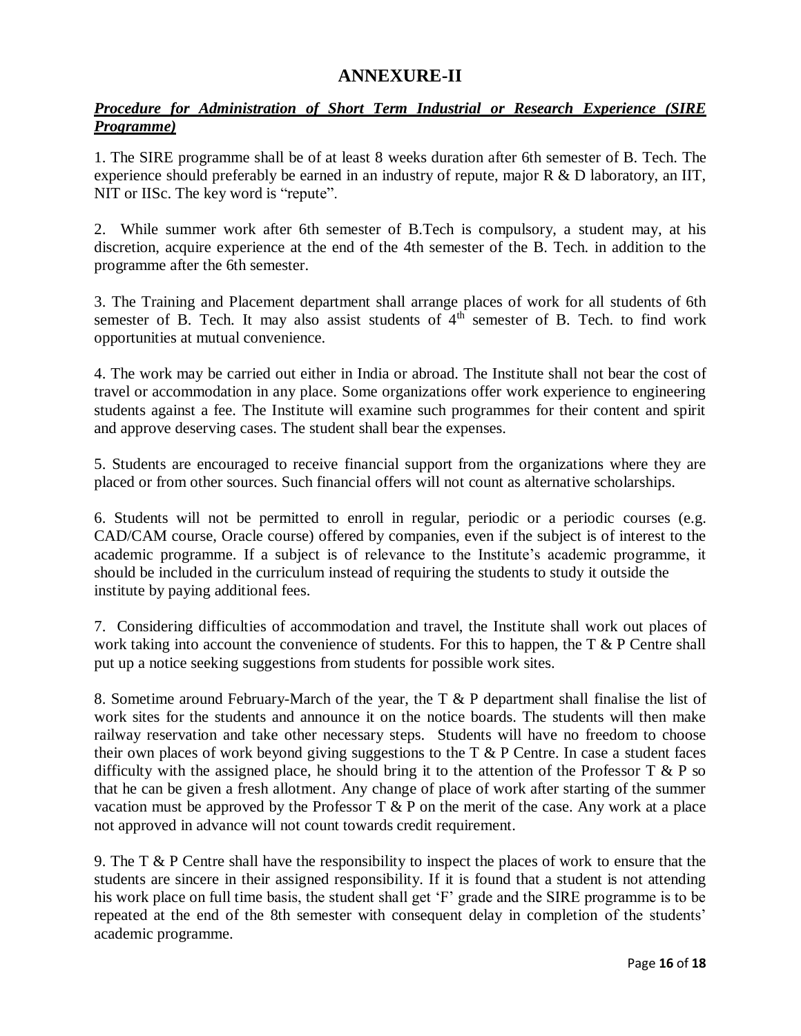# ANNEXURE-II

***Procedure for Administration of Short Term Industrial or Research Experience (SIRE Programme)***

1. The SIRE programme shall be of at least 8 weeks duration after 6th semester of B. Tech. The experience should preferably be earned in an industry of repute, major R & D laboratory, an IIT, NIT or IISc. The key word is "repute".

2. While summer work after 6th semester of B.Tech is compulsory, a student may, at his discretion, acquire experience at the end of the 4th semester of the B. Tech. in addition to the programme after the 6th semester.

3. The Training and Placement department shall arrange places of work for all students of 6th semester of B. Tech. It may also assist students of 4th semester of B. Tech. to find work opportunities at mutual convenience.

4. The work may be carried out either in India or abroad. The Institute shall not bear the cost of travel or accommodation in any place. Some organizations offer work experience to engineering students against a fee. The Institute will examine such programmes for their content and spirit and approve deserving cases. The student shall bear the expenses.

5. Students are encouraged to receive financial support from the organizations where they are placed or from other sources. Such financial offers will not count as alternative scholarships.

6. Students will not be permitted to enroll in regular, periodic or a periodic courses (e.g. CAD/CAM course, Oracle course) offered by companies, even if the subject is of interest to the academic programme. If a subject is of relevance to the Institute's academic programme, it should be included in the curriculum instead of requiring the students to study it outside the institute by paying additional fees.

7. Considering difficulties of accommodation and travel, the Institute shall work out places of work taking into account the convenience of students. For this to happen, the T & P Centre shall put up a notice seeking suggestions from students for possible work sites.

8. Sometime around February-March of the year, the T & P department shall finalise the list of work sites for the students and announce it on the notice boards. The students will then make railway reservation and take other necessary steps. Students will have no freedom to choose their own places of work beyond giving suggestions to the T & P Centre. In case a student faces difficulty with the assigned place, he should bring it to the attention of the Professor T & P so that he can be given a fresh allotment. Any change of place of work after starting of the summer vacation must be approved by the Professor T & P on the merit of the case. Any work at a place not approved in advance will not count towards credit requirement.

9. The T & P Centre shall have the responsibility to inspect the places of work to ensure that the students are sincere in their assigned responsibility. If it is found that a student is not attending his work place on full time basis, the student shall get 'F' grade and the SIRE programme is to be repeated at the end of the 8th semester with consequent delay in completion of the students' academic programme.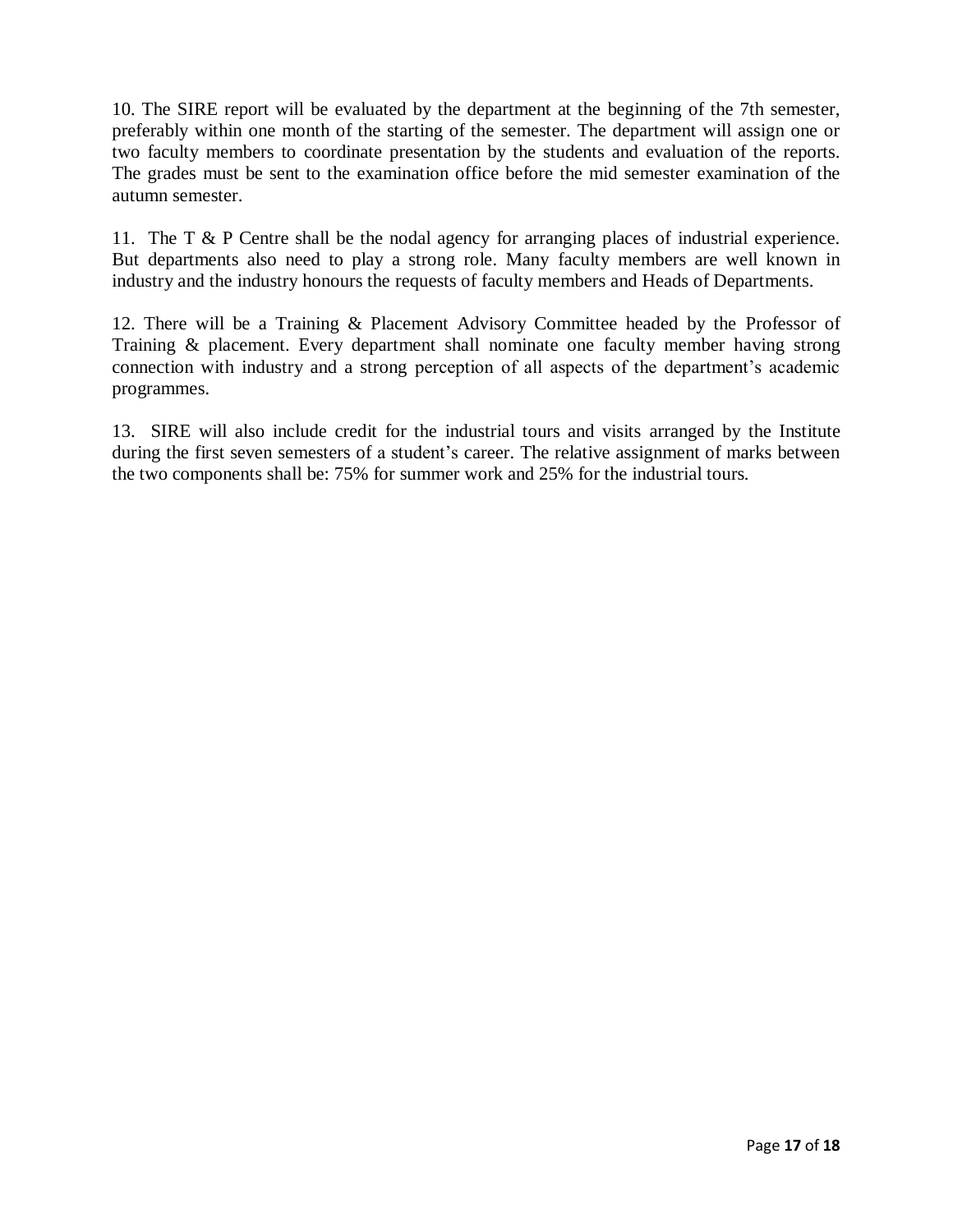10. The SIRE report will be evaluated by the department at the beginning of the 7th semester, preferably within one month of the starting of the semester. The department will assign one or two faculty members to coordinate presentation by the students and evaluation of the reports. The grades must be sent to the examination office before the mid semester examination of the autumn semester.

11. The T & P Centre shall be the nodal agency for arranging places of industrial experience. But departments also need to play a strong role. Many faculty members are well known in industry and the industry honours the requests of faculty members and Heads of Departments.

12. There will be a Training & Placement Advisory Committee headed by the Professor of Training & placement. Every department shall nominate one faculty member having strong connection with industry and a strong perception of all aspects of the department's academic programmes.

13. SIRE will also include credit for the industrial tours and visits arranged by the Institute during the first seven semesters of a student's career. The relative assignment of marks between the two components shall be: 75% for summer work and 25% for the industrial tours.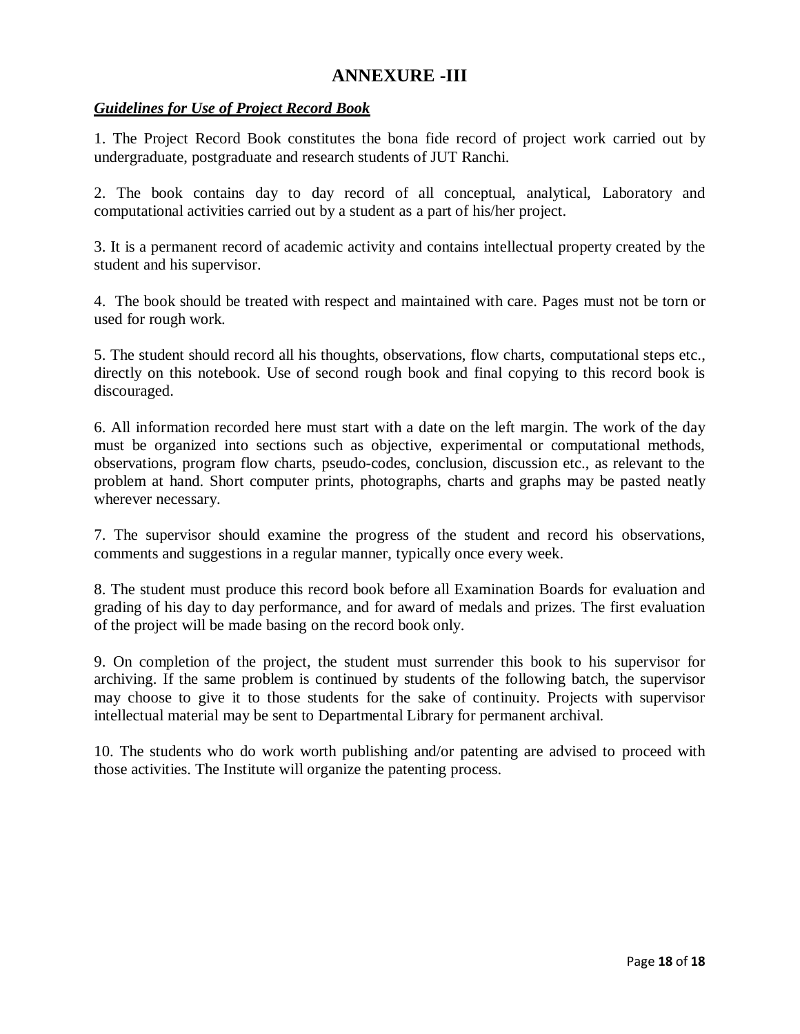# ANNEXURE -III

***Guidelines for Use of Project Record Book***

1. The Project Record Book constitutes the bona fide record of project work carried out by undergraduate, postgraduate and research students of JUT Ranchi.

2. The book contains day to day record of all conceptual, analytical, Laboratory and computational activities carried out by a student as a part of his/her project.

3. It is a permanent record of academic activity and contains intellectual property created by the student and his supervisor.

4. The book should be treated with respect and maintained with care. Pages must not be torn or used for rough work.

5. The student should record all his thoughts, observations, flow charts, computational steps etc., directly on this notebook. Use of second rough book and final copying to this record book is discouraged.

6. All information recorded here must start with a date on the left margin. The work of the day must be organized into sections such as objective, experimental or computational methods, observations, program flow charts, pseudo-codes, conclusion, discussion etc., as relevant to the problem at hand. Short computer prints, photographs, charts and graphs may be pasted neatly wherever necessary.

7. The supervisor should examine the progress of the student and record his observations, comments and suggestions in a regular manner, typically once every week.

8. The student must produce this record book before all Examination Boards for evaluation and grading of his day to day performance, and for award of medals and prizes. The first evaluation of the project will be made basing on the record book only.

9. On completion of the project, the student must surrender this book to his supervisor for archiving. If the same problem is continued by students of the following batch, the supervisor may choose to give it to those students for the sake of continuity. Projects with supervisor intellectual material may be sent to Departmental Library for permanent archival.

10. The students who do work worth publishing and/or patenting are advised to proceed with those activities. The Institute will organize the patenting process.